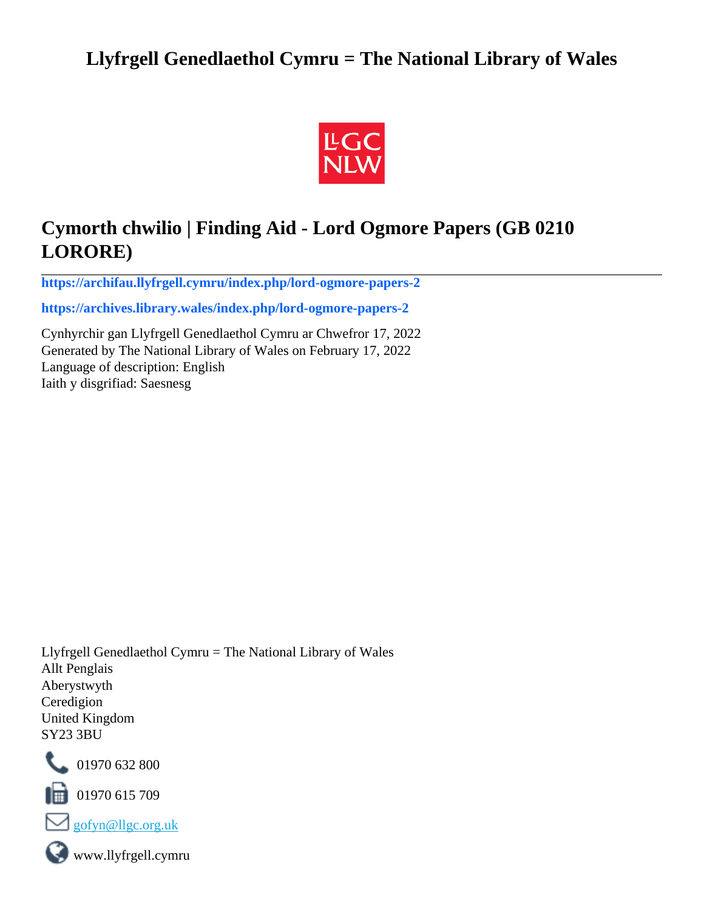# Llyfrgell Genedlaethol Cymru = The National Library of Wales

## Cymorth chwilio | Finding Aid - Lord Ogmore Papers (GB 0210 LORORE)

**https://archifau.llyfrgell.cymru/index.php/lord-ogmore-papers-2**

**https://archives.library.wales/index.php/lord-ogmore-papers-2**

Cynhyrchir gan Llyfrgell Genedlaethol Cymru ar Chwefror 17, 2022
Generated by The National Library of Wales on February 17, 2022
Language of description: English
Iaith y disgrifiad: Saesnesg

Llyfrgell Genedlaethol Cymru = The National Library of Wales
Allt Penglais
Aberystwyth
Ceredigion
United Kingdom
SY23 3BU

01970 632 800

01970 615 709

gofyn@llgc.org.uk

www.llyfrgell.cymru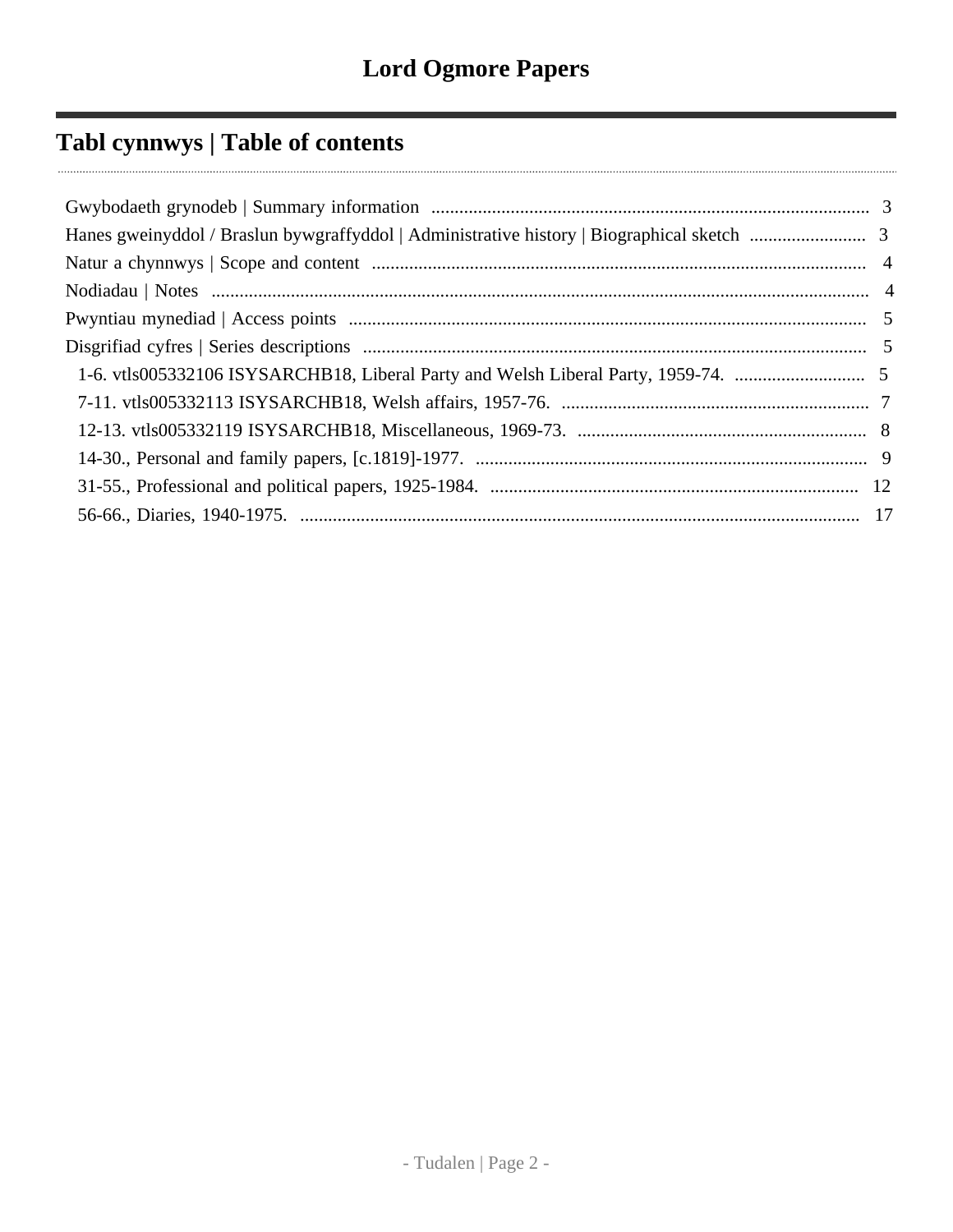# Lord Ogmore Papers

## Tabl cynnwys | Table of contents

- Gwybodaeth grynodeb | Summary information .......... 3
- Hanes gweinyddol / Braslun bywgraffyddol | Administrative history | Biographical sketch .......... 3
- Natur a chynnwys | Scope and content .......... 4
- Nodiadau | Notes .......... 4
- Pwyntiau mynediad | Access points .......... 5
- Disgrifiad cyfres | Series descriptions .......... 5
  - 1-6. vtls005332106 ISYSARCHB18, Liberal Party and Welsh Liberal Party, 1959-74. .......... 5
  - 7-11. vtls005332113 ISYSARCHB18, Welsh affairs, 1957-76. .......... 7
  - 12-13. vtls005332119 ISYSARCHB18, Miscellaneous, 1969-73. .......... 8
  - 14-30., Personal and family papers, [c.1819]-1977. .......... 9
  - 31-55., Professional and political papers, 1925-1984. .......... 12
  - 56-66., Diaries, 1940-1975. .......... 17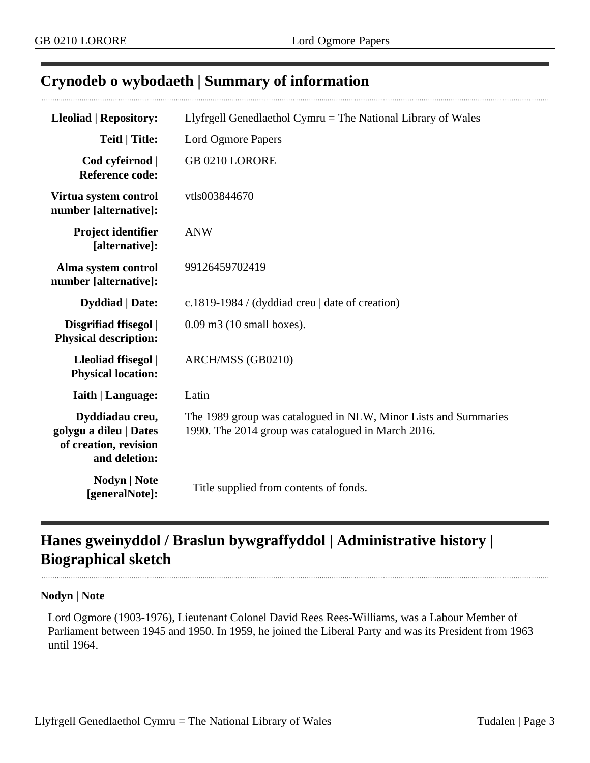## Crynodeb o wybodaeth | Summary of information

| | |
|---|---|
| **Lleoliad \| Repository:** | Llyfrgell Genedlaethol Cymru = The National Library of Wales |
| **Teitl \| Title:** | Lord Ogmore Papers |
| **Cod cyfeirnod \| Reference code:** | GB 0210 LORORE |
| **Virtua system control number [alternative]:** | vtls003844670 |
| **Project identifier [alternative]:** | ANW |
| **Alma system control number [alternative]:** | 99126459702419 |
| **Dyddiad \| Date:** | c.1819-1984 / (dyddiad creu \| date of creation) |
| **Disgrifiad ffisegol \| Physical description:** | 0.09 m3 (10 small boxes). |
| **Lleoliad ffisegol \| Physical location:** | ARCH/MSS (GB0210) |
| **Iaith \| Language:** | Latin |
| **Dyddiadau creu, golygu a dileu \| Dates of creation, revision and deletion:** | The 1989 group was catalogued in NLW, Minor Lists and Summaries 1990. The 2014 group was catalogued in March 2016. |
| **Nodyn \| Note [generalNote]:** | Title supplied from contents of fonds. |

## Hanes gweinyddol / Braslun bywgraffyddol | Administrative history | Biographical sketch

**Nodyn | Note**

Lord Ogmore (1903-1976), Lieutenant Colonel David Rees Rees-Williams, was a Labour Member of Parliament between 1945 and 1950. In 1959, he joined the Liberal Party and was its President from 1963 until 1964.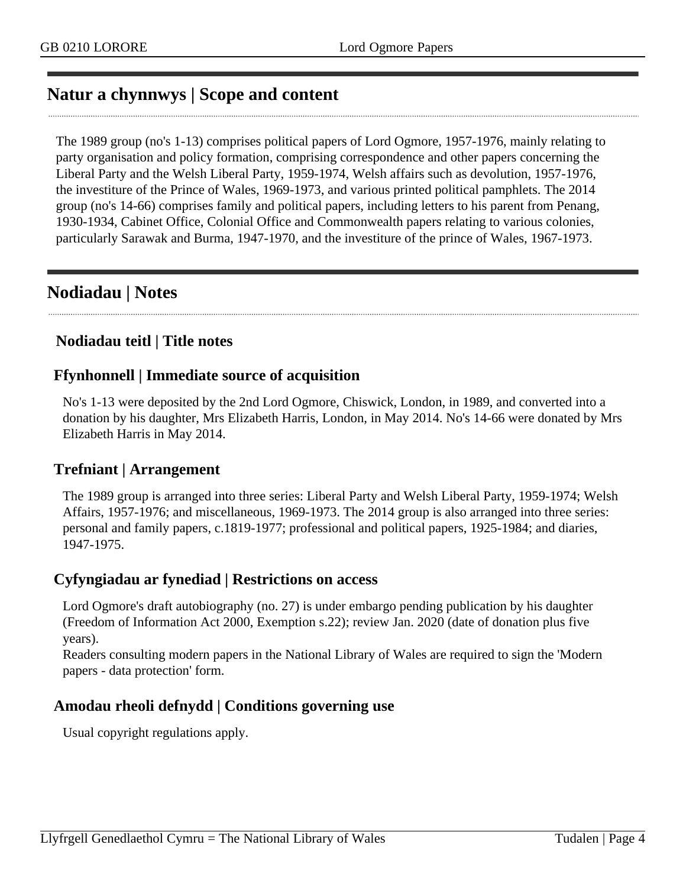## Natur a chynnwys | Scope and content

The 1989 group (no's 1-13) comprises political papers of Lord Ogmore, 1957-1976, mainly relating to party organisation and policy formation, comprising correspondence and other papers concerning the Liberal Party and the Welsh Liberal Party, 1959-1974, Welsh affairs such as devolution, 1957-1976, the investiture of the Prince of Wales, 1969-1973, and various printed political pamphlets. The 2014 group (no's 14-66) comprises family and political papers, including letters to his parent from Penang, 1930-1934, Cabinet Office, Colonial Office and Commonwealth papers relating to various colonies, particularly Sarawak and Burma, 1947-1970, and the investiture of the prince of Wales, 1967-1973.

## Nodiadau | Notes

### Nodiadau teitl | Title notes

### Ffynhonnell | Immediate source of acquisition

No's 1-13 were deposited by the 2nd Lord Ogmore, Chiswick, London, in 1989, and converted into a donation by his daughter, Mrs Elizabeth Harris, London, in May 2014. No's 14-66 were donated by Mrs Elizabeth Harris in May 2014.

### Trefniant | Arrangement

The 1989 group is arranged into three series: Liberal Party and Welsh Liberal Party, 1959-1974; Welsh Affairs, 1957-1976; and miscellaneous, 1969-1973. The 2014 group is also arranged into three series: personal and family papers, c.1819-1977; professional and political papers, 1925-1984; and diaries, 1947-1975.

### Cyfyngiadau ar fynediad | Restrictions on access

Lord Ogmore's draft autobiography (no. 27) is under embargo pending publication by his daughter (Freedom of Information Act 2000, Exemption s.22); review Jan. 2020 (date of donation plus five years).
Readers consulting modern papers in the National Library of Wales are required to sign the 'Modern papers - data protection' form.

### Amodau rheoli defnydd | Conditions governing use

Usual copyright regulations apply.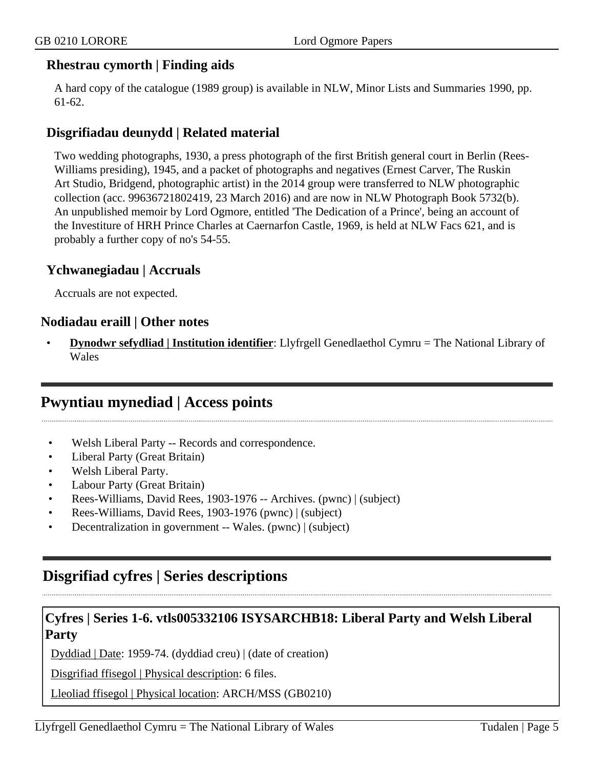### Rhestrau cymorth | Finding aids

A hard copy of the catalogue (1989 group) is available in NLW, Minor Lists and Summaries 1990, pp. 61-62.

### Disgrifiadau deunydd | Related material

Two wedding photographs, 1930, a press photograph of the first British general court in Berlin (Rees-Williams presiding), 1945, and a packet of photographs and negatives (Ernest Carver, The Ruskin Art Studio, Bridgend, photographic artist) in the 2014 group were transferred to NLW photographic collection (acc. 99636721802419, 23 March 2016) and are now in NLW Photograph Book 5732(b). An unpublished memoir by Lord Ogmore, entitled 'The Dedication of a Prince', being an account of the Investiture of HRH Prince Charles at Caernarfon Castle, 1969, is held at NLW Facs 621, and is probably a further copy of no's 54-55.

### Ychwanegiadau | Accruals

Accruals are not expected.

### Nodiadau eraill | Other notes

- **Dynodwr sefydliad | Institution identifier**: Llyfrgell Genedlaethol Cymru = The National Library of Wales

## Pwyntiau mynediad | Access points

- Welsh Liberal Party -- Records and correspondence.
- Liberal Party (Great Britain)
- Welsh Liberal Party.
- Labour Party (Great Britain)
- Rees-Williams, David Rees, 1903-1976 -- Archives. (pwnc) | (subject)
- Rees-Williams, David Rees, 1903-1976 (pwnc) | (subject)
- Decentralization in government -- Wales. (pwnc) | (subject)

## Disgrifiad cyfres | Series descriptions

### Cyfres | Series 1-6. vtls005332106 ISYSARCHB18: Liberal Party and Welsh Liberal Party

Dyddiad | Date: 1959-74. (dyddiad creu) | (date of creation)

Disgrifiad ffisegol | Physical description: 6 files.

Lleoliad ffisegol | Physical location: ARCH/MSS (GB0210)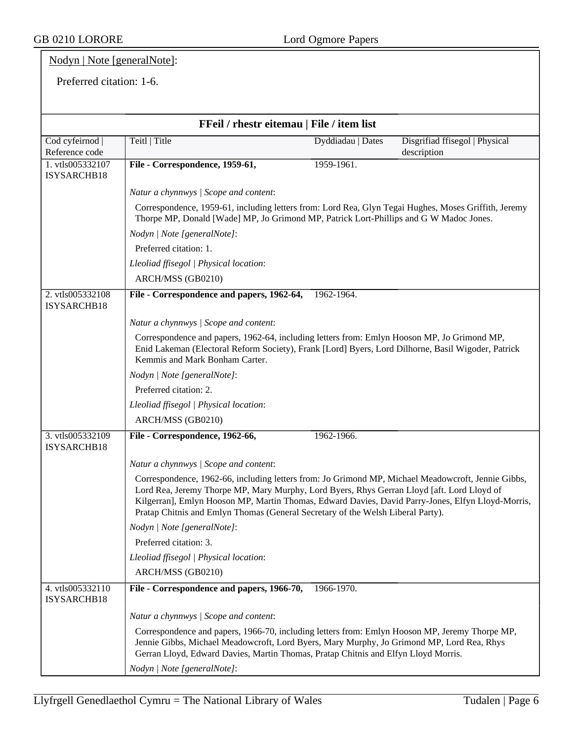Nodyn | Note [generalNote]:

Preferred citation: 1-6.

## FFeil / rhestr eitemau | File / item list

| Cod cyfeirnod \| Reference code | Teitl \| Title | Dyddiadau \| Dates | Disgrifiad ffisegol \| Physical description |
|---|---|---|---|
| 1. vtls005332107 ISYSARCHB18 | **File - Correspondence, 1959-61,** | 1959-1961. | |

*Natur a chynnwys | Scope and content*:

Correspondence, 1959-61, including letters from: Lord Rea, Glyn Tegai Hughes, Moses Griffith, Jeremy Thorpe MP, Donald [Wade] MP, Jo Grimond MP, Patrick Lort-Phillips and G W Madoc Jones.

*Nodyn | Note [generalNote]*:

Preferred citation: 1.

*Lleoliad ffisegol | Physical location*:

ARCH/MSS (GB0210)

| Cod cyfeirnod \| Reference code | Teitl \| Title | Dyddiadau \| Dates | Disgrifiad ffisegol \| Physical description |
|---|---|---|---|
| 2. vtls005332108 ISYSARCHB18 | **File - Correspondence and papers, 1962-64,** | 1962-1964. | |

*Natur a chynnwys | Scope and content*:

Correspondence and papers, 1962-64, including letters from: Emlyn Hooson MP, Jo Grimond MP, Enid Lakeman (Electoral Reform Society), Frank [Lord] Byers, Lord Dilhorne, Basil Wigoder, Patrick Kemmis and Mark Bonham Carter.

*Nodyn | Note [generalNote]*:

Preferred citation: 2.

*Lleoliad ffisegol | Physical location*:

ARCH/MSS (GB0210)

| Cod cyfeirnod \| Reference code | Teitl \| Title | Dyddiadau \| Dates | Disgrifiad ffisegol \| Physical description |
|---|---|---|---|
| 3. vtls005332109 ISYSARCHB18 | **File - Correspondence, 1962-66,** | 1962-1966. | |

*Natur a chynnwys | Scope and content*:

Correspondence, 1962-66, including letters from: Jo Grimond MP, Michael Meadowcroft, Jennie Gibbs, Lord Rea, Jeremy Thorpe MP, Mary Murphy, Lord Byers, Rhys Gerran Lloyd [aft. Lord Lloyd of Kilgerran], Emlyn Hooson MP, Martin Thomas, Edward Davies, David Parry-Jones, Elfyn Lloyd-Morris, Pratap Chitnis and Emlyn Thomas (General Secretary of the Welsh Liberal Party).

*Nodyn | Note [generalNote]*:

Preferred citation: 3.

*Lleoliad ffisegol | Physical location*:

ARCH/MSS (GB0210)

| Cod cyfeirnod \| Reference code | Teitl \| Title | Dyddiadau \| Dates | Disgrifiad ffisegol \| Physical description |
|---|---|---|---|
| 4. vtls005332110 ISYSARCHB18 | **File - Correspondence and papers, 1966-70,** | 1966-1970. | |

*Natur a chynnwys | Scope and content*:

Correspondence and papers, 1966-70, including letters from: Emlyn Hooson MP, Jeremy Thorpe MP, Jennie Gibbs, Michael Meadowcroft, Lord Byers, Mary Murphy, Jo Grimond MP, Lord Rea, Rhys Gerran Lloyd, Edward Davies, Martin Thomas, Pratap Chitnis and Elfyn Lloyd Morris.

*Nodyn | Note [generalNote]*: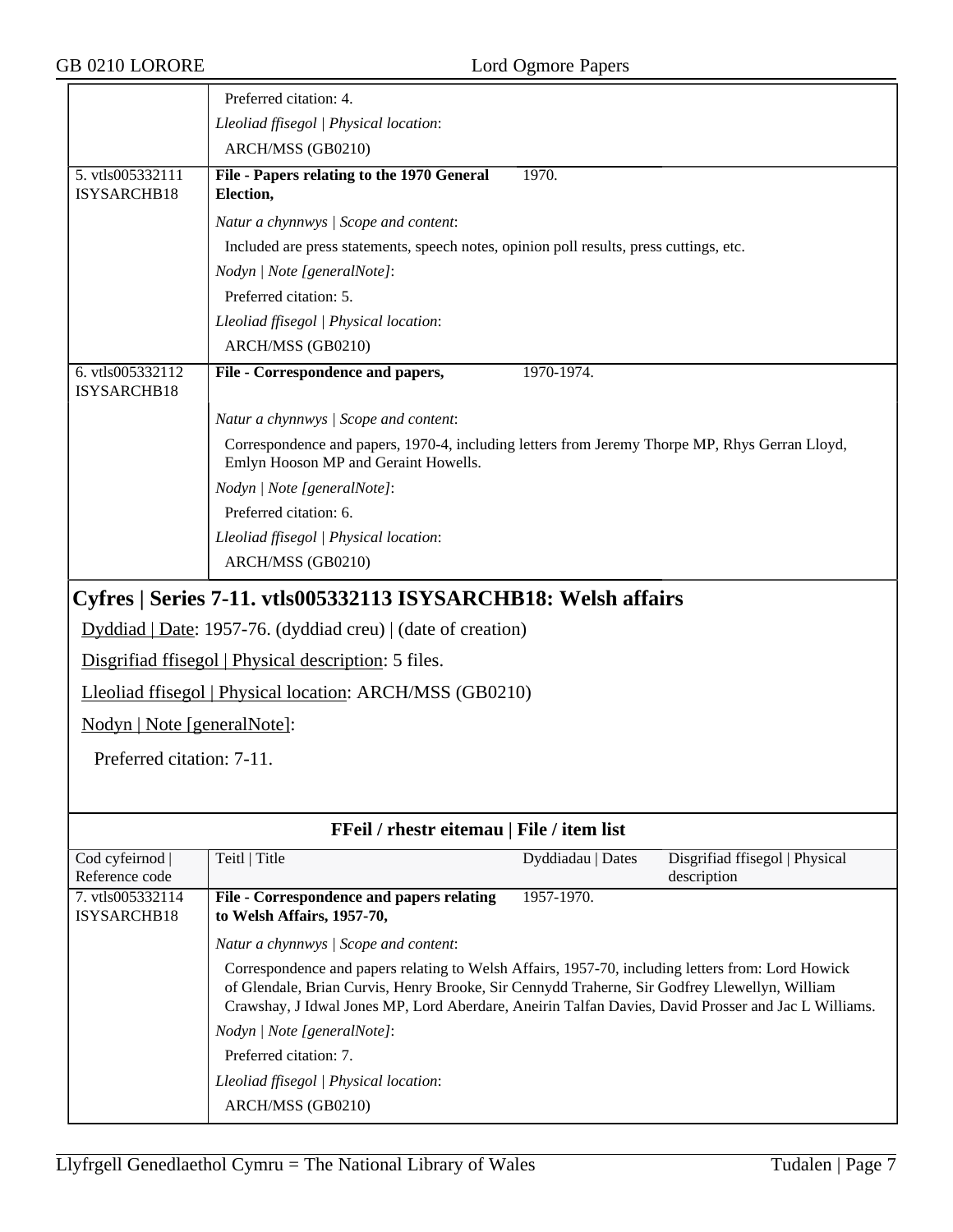| | Preferred citation: 4.<br>*Lleoliad ffisegol \| Physical location*:<br>ARCH/MSS (GB0210) | | |
|---|---|---|---|
| 5. vtls005332111 ISYSARCHB18 | **File - Papers relating to the 1970 General Election,** | 1970. | |
| | *Natur a chynnwys \| Scope and content*:<br>Included are press statements, speech notes, opinion poll results, press cuttings, etc.<br>*Nodyn \| Note [generalNote]*:<br>Preferred citation: 5.<br>*Lleoliad ffisegol \| Physical location*:<br>ARCH/MSS (GB0210) | | |
| 6. vtls005332112 ISYSARCHB18 | **File - Correspondence and papers,** | 1970-1974. | |
| | *Natur a chynnwys \| Scope and content*:<br>Correspondence and papers, 1970-4, including letters from Jeremy Thorpe MP, Rhys Gerran Lloyd, Emlyn Hooson MP and Geraint Howells.<br>*Nodyn \| Note [generalNote]*:<br>Preferred citation: 6.<br>*Lleoliad ffisegol \| Physical location*:<br>ARCH/MSS (GB0210) | | |

## Cyfres | Series 7-11. vtls005332113 ISYSARCHB18: Welsh affairs

Dyddiad | Date: 1957-76. (dyddiad creu) | (date of creation)

Disgrifiad ffisegol | Physical description: 5 files.

Lleoliad ffisegol | Physical location: ARCH/MSS (GB0210)

Nodyn | Note [generalNote]:

Preferred citation: 7-11.

### FFeil / rhestr eitemau | File / item list

| Cod cyfeirnod \| Reference code | Teitl \| Title | Dyddiadau \| Dates | Disgrifiad ffisegol \| Physical description |
|---|---|---|---|
| 7. vtls005332114 ISYSARCHB18 | **File - Correspondence and papers relating to Welsh Affairs, 1957-70,** | 1957-1970. | |
| | *Natur a chynnwys \| Scope and content*:<br>Correspondence and papers relating to Welsh Affairs, 1957-70, including letters from: Lord Howick of Glendale, Brian Curvis, Henry Brooke, Sir Cennydd Traherne, Sir Godfrey Llewellyn, William Crawshay, J Idwal Jones MP, Lord Aberdare, Aneirin Talfan Davies, David Prosser and Jac L Williams.<br>*Nodyn \| Note [generalNote]*:<br>Preferred citation: 7.<br>*Lleoliad ffisegol \| Physical location*:<br>ARCH/MSS (GB0210) | | |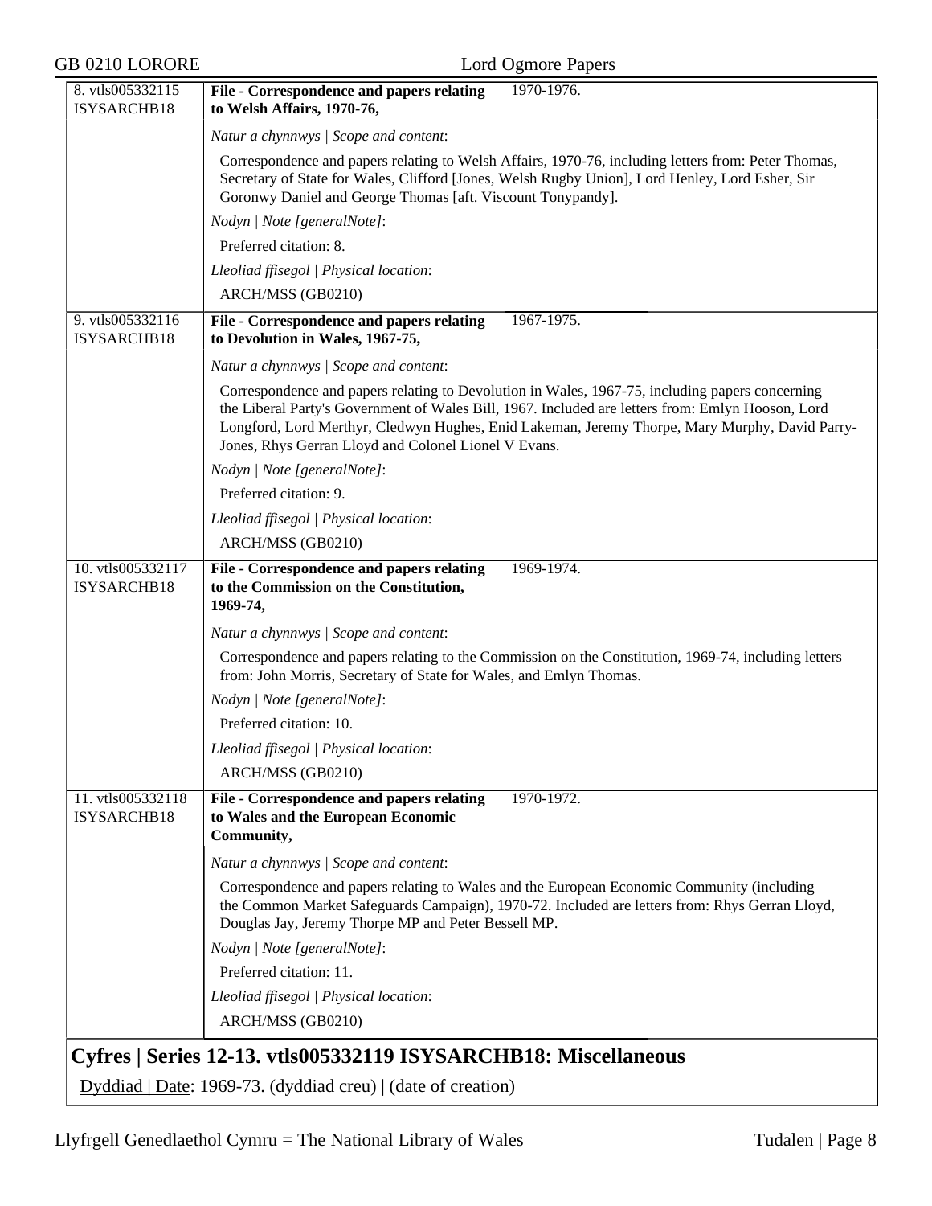8. vtls005332115 ISYSARCHB18

**File - Correspondence and papers relating to Welsh Affairs, 1970-76,** 1970-1976.

*Natur a chynnwys | Scope and content*:

Correspondence and papers relating to Welsh Affairs, 1970-76, including letters from: Peter Thomas, Secretary of State for Wales, Clifford [Jones, Welsh Rugby Union], Lord Henley, Lord Esher, Sir Goronwy Daniel and George Thomas [aft. Viscount Tonypandy].

*Nodyn | Note [generalNote]*:

Preferred citation: 8.

*Lleoliad ffisegol | Physical location*:

ARCH/MSS (GB0210)

9. vtls005332116 ISYSARCHB18

**File - Correspondence and papers relating to Devolution in Wales, 1967-75,** 1967-1975.

*Natur a chynnwys | Scope and content*:

Correspondence and papers relating to Devolution in Wales, 1967-75, including papers concerning the Liberal Party's Government of Wales Bill, 1967. Included are letters from: Emlyn Hooson, Lord Longford, Lord Merthyr, Cledwyn Hughes, Enid Lakeman, Jeremy Thorpe, Mary Murphy, David Parry-Jones, Rhys Gerran Lloyd and Colonel Lionel V Evans.

*Nodyn | Note [generalNote]*:

Preferred citation: 9.

*Lleoliad ffisegol | Physical location*:

ARCH/MSS (GB0210)

10. vtls005332117 ISYSARCHB18

**File - Correspondence and papers relating to the Commission on the Constitution, 1969-74,** 1969-1974.

*Natur a chynnwys | Scope and content*:

Correspondence and papers relating to the Commission on the Constitution, 1969-74, including letters from: John Morris, Secretary of State for Wales, and Emlyn Thomas.

*Nodyn | Note [generalNote]*:

Preferred citation: 10.

*Lleoliad ffisegol | Physical location*:

ARCH/MSS (GB0210)

11. vtls005332118 ISYSARCHB18

**File - Correspondence and papers relating to Wales and the European Economic Community,** 1970-1972.

*Natur a chynnwys | Scope and content*:

Correspondence and papers relating to Wales and the European Economic Community (including the Common Market Safeguards Campaign), 1970-72. Included are letters from: Rhys Gerran Lloyd, Douglas Jay, Jeremy Thorpe MP and Peter Bessell MP.

*Nodyn | Note [generalNote]*:

Preferred citation: 11.

*Lleoliad ffisegol | Physical location*:

ARCH/MSS (GB0210)

## Cyfres | Series 12-13. vtls005332119 ISYSARCHB18: Miscellaneous

Dyddiad | Date: 1969-73. (dyddiad creu) | (date of creation)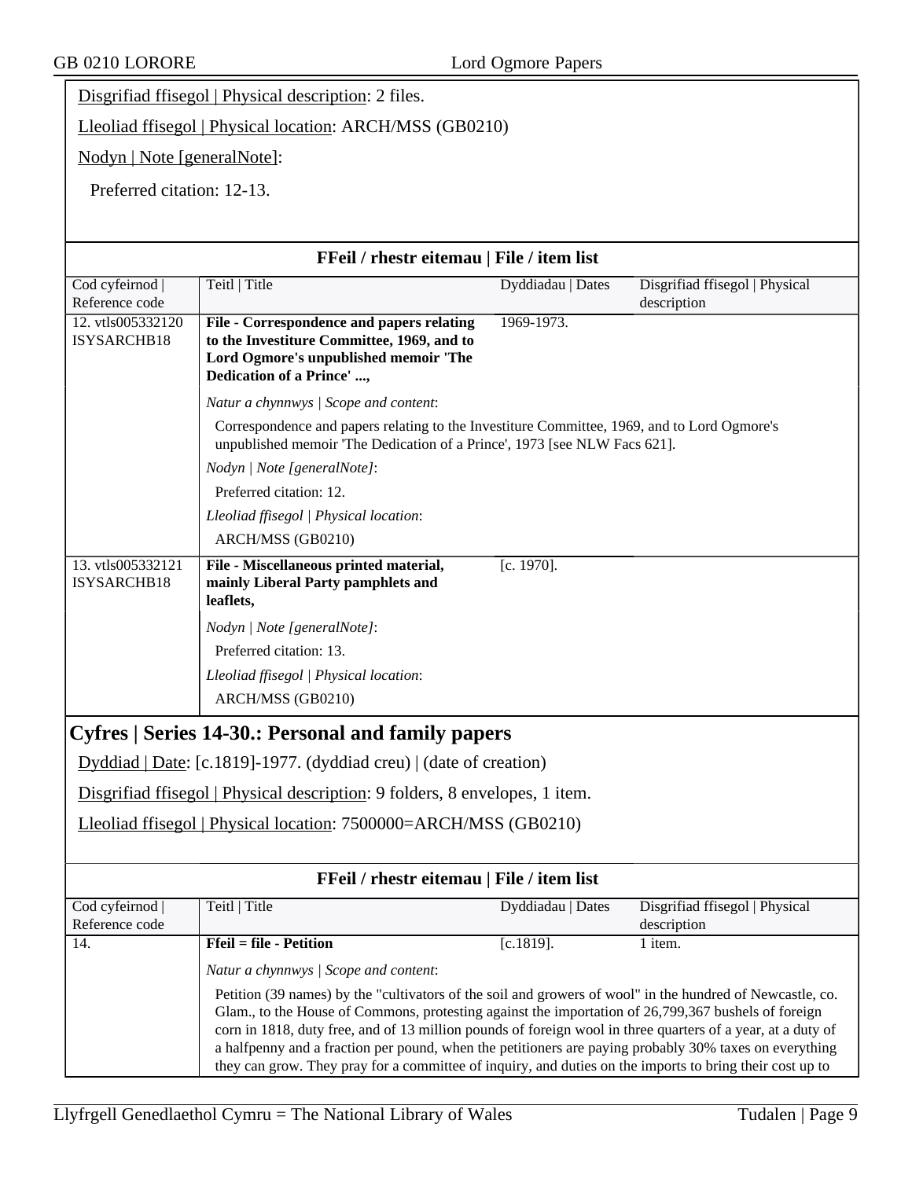Disgrifiad ffisegol | Physical description: 2 files.

Lleoliad ffisegol | Physical location: ARCH/MSS (GB0210)

Nodyn | Note [generalNote]:

Preferred citation: 12-13.

**FFeil / rhestr eitemau | File / item list**

| Cod cyfeirnod \| Reference code | Teitl \| Title | Dyddiadau \| Dates | Disgrifiad ffisegol \| Physical description |
|---|---|---|---|
| 12. vtls005332120 ISYSARCHB18 | **File - Correspondence and papers relating to the Investiture Committee, 1969, and to Lord Ogmore's unpublished memoir 'The Dedication of a Prince' ...,** | 1969-1973. | |
| | *Natur a chynnwys \| Scope and content*: Correspondence and papers relating to the Investiture Committee, 1969, and to Lord Ogmore's unpublished memoir 'The Dedication of a Prince', 1973 [see NLW Facs 621]. *Nodyn \| Note [generalNote]*: Preferred citation: 12. *Lleoliad ffisegol \| Physical location*: ARCH/MSS (GB0210) | | |
| 13. vtls005332121 ISYSARCHB18 | **File - Miscellaneous printed material, mainly Liberal Party pamphlets and leaflets,** | [c. 1970]. | |
| | *Nodyn \| Note [generalNote]*: Preferred citation: 13. *Lleoliad ffisegol \| Physical location*: ARCH/MSS (GB0210) | | |

## Cyfres | Series 14-30.: Personal and family papers

Dyddiad | Date: [c.1819]-1977. (dyddiad creu) | (date of creation)

Disgrifiad ffisegol | Physical description: 9 folders, 8 envelopes, 1 item.

Lleoliad ffisegol | Physical location: 7500000=ARCH/MSS (GB0210)

**FFeil / rhestr eitemau | File / item list**

| Cod cyfeirnod \| Reference code | Teitl \| Title | Dyddiadau \| Dates | Disgrifiad ffisegol \| Physical description |
|---|---|---|---|
| 14. | **Ffeil = file - Petition** | [c.1819]. | 1 item. |
| | *Natur a chynnwys \| Scope and content*: Petition (39 names) by the "cultivators of the soil and growers of wool" in the hundred of Newcastle, co. Glam., to the House of Commons, protesting against the importation of 26,799,367 bushels of foreign corn in 1818, duty free, and of 13 million pounds of foreign wool in three quarters of a year, at a duty of a halfpenny and a fraction per pound, when the petitioners are paying probably 30% taxes on everything they can grow. They pray for a committee of inquiry, and duties on the imports to bring their cost up to | | |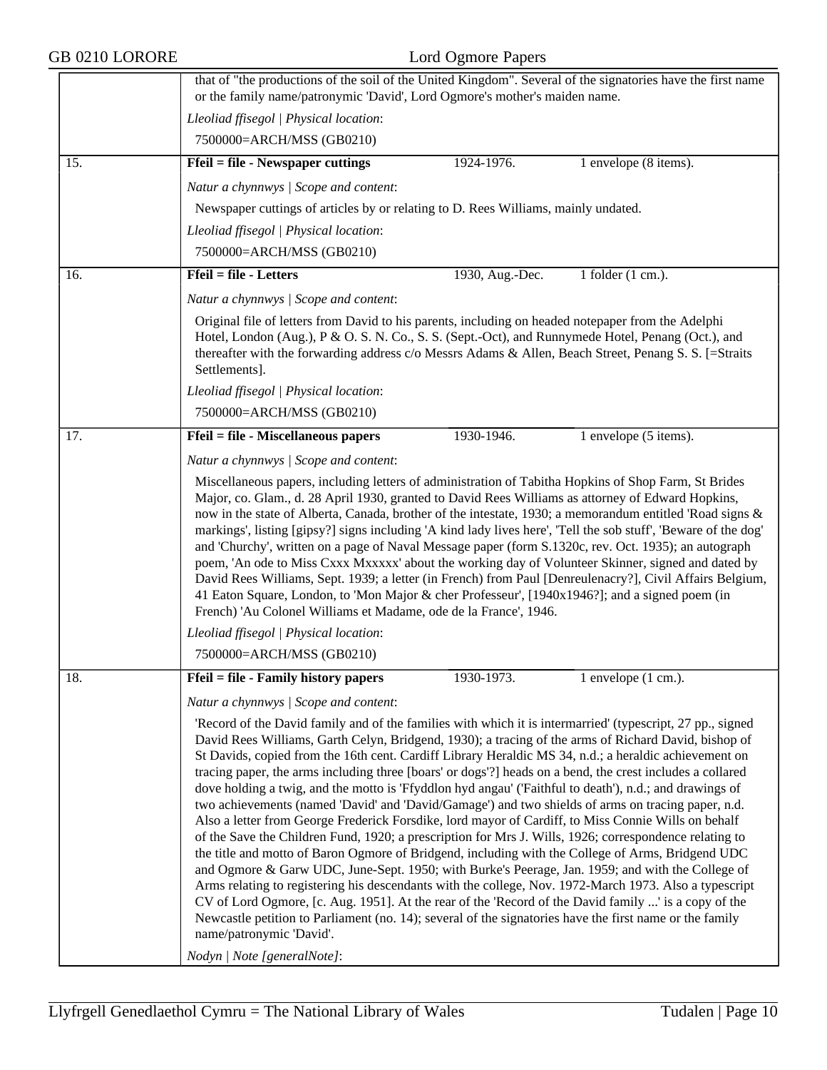that of "the productions of the soil of the United Kingdom". Several of the signatories have the first name or the family name/patronymic 'David', Lord Ogmore's mother's maiden name.

*Lleoliad ffisegol | Physical location*:

7500000=ARCH/MSS (GB0210)

---

15. **Ffeil = file - Newspaper cuttings** — 1924-1976. — 1 envelope (8 items).

*Natur a chynnwys | Scope and content*:

Newspaper cuttings of articles by or relating to D. Rees Williams, mainly undated.

*Lleoliad ffisegol | Physical location*:

7500000=ARCH/MSS (GB0210)

---

16. **Ffeil = file - Letters** — 1930, Aug.-Dec. — 1 folder (1 cm.).

*Natur a chynnwys | Scope and content*:

Original file of letters from David to his parents, including on headed notepaper from the Adelphi Hotel, London (Aug.), P & O. S. N. Co., S. S. (Sept.-Oct), and Runnymede Hotel, Penang (Oct.), and thereafter with the forwarding address c/o Messrs Adams & Allen, Beach Street, Penang S. S. [=Straits Settlements].

*Lleoliad ffisegol | Physical location*:

7500000=ARCH/MSS (GB0210)

---

17. **Ffeil = file - Miscellaneous papers** — 1930-1946. — 1 envelope (5 items).

*Natur a chynnwys | Scope and content*:

Miscellaneous papers, including letters of administration of Tabitha Hopkins of Shop Farm, St Brides Major, co. Glam., d. 28 April 1930, granted to David Rees Williams as attorney of Edward Hopkins, now in the state of Alberta, Canada, brother of the intestate, 1930; a memorandum entitled 'Road signs & markings', listing [gipsy?] signs including 'A kind lady lives here', 'Tell the sob stuff', 'Beware of the dog' and 'Churchy', written on a page of Naval Message paper (form S.1320c, rev. Oct. 1935); an autograph poem, 'An ode to Miss Cxxx Mxxxxx' about the working day of Volunteer Skinner, signed and dated by David Rees Williams, Sept. 1939; a letter (in French) from Paul [Denreulenacry?], Civil Affairs Belgium, 41 Eaton Square, London, to 'Mon Major & cher Professeur', [1940x1946?]; and a signed poem (in French) 'Au Colonel Williams et Madame, ode de la France', 1946.

*Lleoliad ffisegol | Physical location*:

7500000=ARCH/MSS (GB0210)

---

18. **Ffeil = file - Family history papers** — 1930-1973. — 1 envelope (1 cm.).

*Natur a chynnwys | Scope and content*:

'Record of the David family and of the families with which it is intermarried' (typescript, 27 pp., signed David Rees Williams, Garth Celyn, Bridgend, 1930); a tracing of the arms of Richard David, bishop of St Davids, copied from the 16th cent. Cardiff Library Heraldic MS 34, n.d.; a heraldic achievement on tracing paper, the arms including three [boars' or dogs'?] heads on a bend, the crest includes a collared dove holding a twig, and the motto is 'Ffyddlon hyd angau' ('Faithful to death'), n.d.; and drawings of two achievements (named 'David' and 'David/Gamage') and two shields of arms on tracing paper, n.d. Also a letter from George Frederick Forsdike, lord mayor of Cardiff, to Miss Connie Wills on behalf of the Save the Children Fund, 1920; a prescription for Mrs J. Wills, 1926; correspondence relating to the title and motto of Baron Ogmore of Bridgend, including with the College of Arms, Bridgend UDC and Ogmore & Garw UDC, June-Sept. 1950; with Burke's Peerage, Jan. 1959; and with the College of Arms relating to registering his descendants with the college, Nov. 1972-March 1973. Also a typescript CV of Lord Ogmore, [c. Aug. 1951]. At the rear of the 'Record of the David family ...' is a copy of the Newcastle petition to Parliament (no. 14); several of the signatories have the first name or the family name/patronymic 'David'.

*Nodyn | Note [generalNote]*: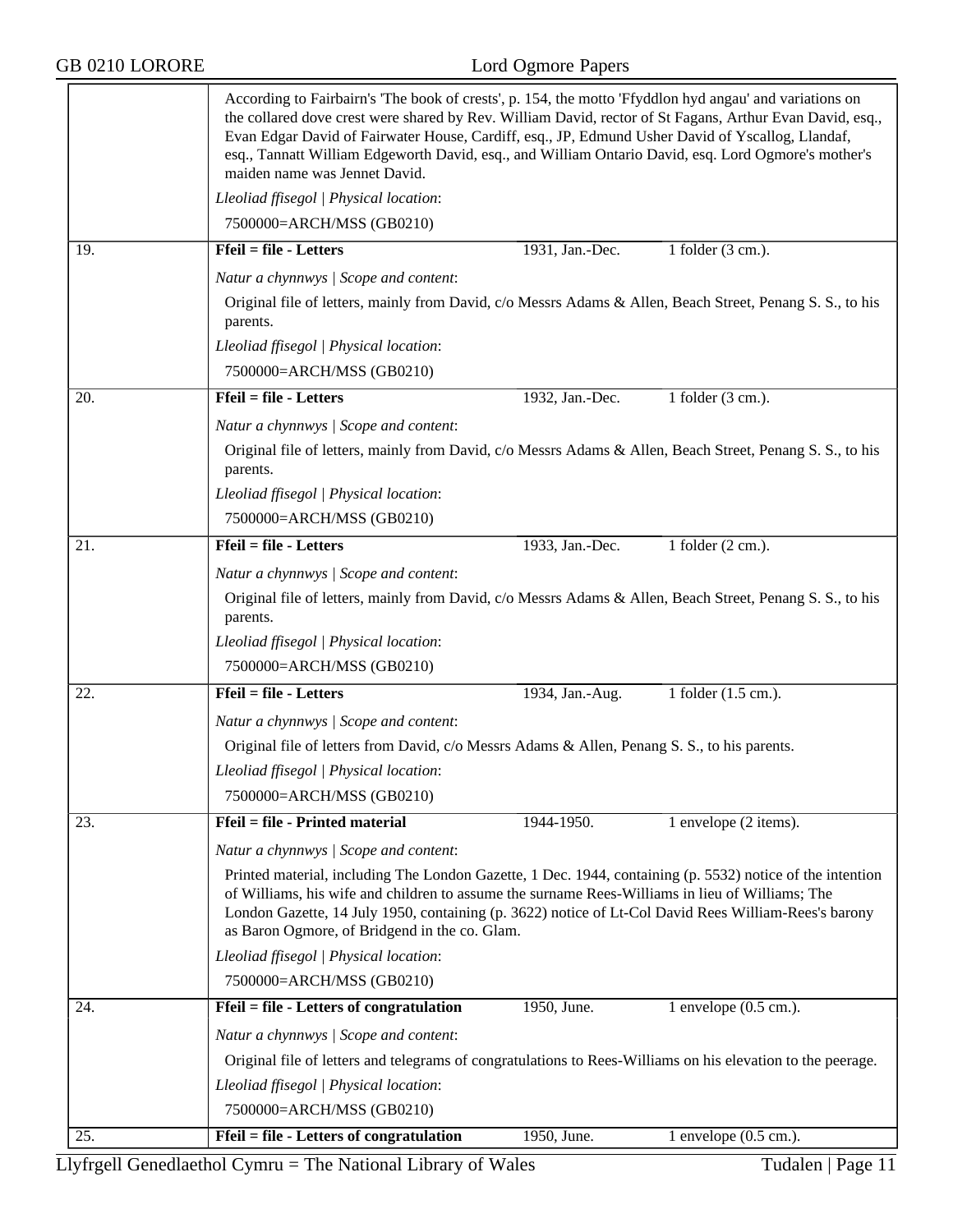According to Fairbairn's 'The book of crests', p. 154, the motto 'Ffyddlon hyd angau' and variations on the collared dove crest were shared by Rev. William David, rector of St Fagans, Arthur Evan David, esq., Evan Edgar David of Fairwater House, Cardiff, esq., JP, Edmund Usher David of Yscallog, Llandaf, esq., Tannatt William Edgeworth David, esq., and William Ontario David, esq. Lord Ogmore's mother's maiden name was Jennet David.

*Lleoliad ffisegol | Physical location*:

7500000=ARCH/MSS (GB0210)

---

**19. Ffeil = file - Letters** | 1931, Jan.-Dec. | 1 folder (3 cm.).

*Natur a chynnwys | Scope and content*:

Original file of letters, mainly from David, c/o Messrs Adams & Allen, Beach Street, Penang S. S., to his parents.

*Lleoliad ffisegol | Physical location*:

7500000=ARCH/MSS (GB0210)

---

**20. Ffeil = file - Letters** | 1932, Jan.-Dec. | 1 folder (3 cm.).

*Natur a chynnwys | Scope and content*:

Original file of letters, mainly from David, c/o Messrs Adams & Allen, Beach Street, Penang S. S., to his parents.

*Lleoliad ffisegol | Physical location*:

7500000=ARCH/MSS (GB0210)

---

**21. Ffeil = file - Letters** | 1933, Jan.-Dec. | 1 folder (2 cm.).

*Natur a chynnwys | Scope and content*:

Original file of letters, mainly from David, c/o Messrs Adams & Allen, Beach Street, Penang S. S., to his parents.

*Lleoliad ffisegol | Physical location*:

7500000=ARCH/MSS (GB0210)

---

**22. Ffeil = file - Letters** | 1934, Jan.-Aug. | 1 folder (1.5 cm.).

*Natur a chynnwys | Scope and content*:

Original file of letters from David, c/o Messrs Adams & Allen, Penang S. S., to his parents.

*Lleoliad ffisegol | Physical location*:

7500000=ARCH/MSS (GB0210)

---

**23. Ffeil = file - Printed material** | 1944-1950. | 1 envelope (2 items).

*Natur a chynnwys | Scope and content*:

Printed material, including The London Gazette, 1 Dec. 1944, containing (p. 5532) notice of the intention of Williams, his wife and children to assume the surname Rees-Williams in lieu of Williams; The London Gazette, 14 July 1950, containing (p. 3622) notice of Lt-Col David Rees William-Rees's barony as Baron Ogmore, of Bridgend in the co. Glam.

*Lleoliad ffisegol | Physical location*:

7500000=ARCH/MSS (GB0210)

---

**24. Ffeil = file - Letters of congratulation** | 1950, June. | 1 envelope (0.5 cm.).

*Natur a chynnwys | Scope and content*:

Original file of letters and telegrams of congratulations to Rees-Williams on his elevation to the peerage.

*Lleoliad ffisegol | Physical location*:

7500000=ARCH/MSS (GB0210)

---

**25. Ffeil = file - Letters of congratulation** | 1950, June. | 1 envelope (0.5 cm.).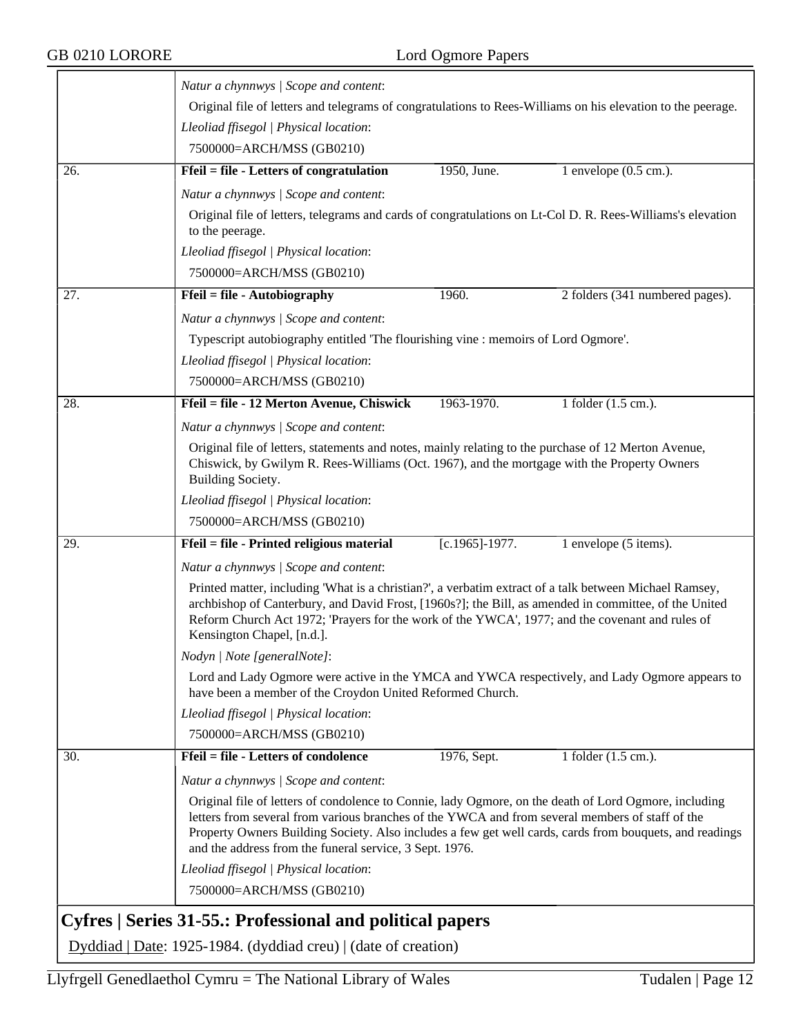*Natur a chynnwys | Scope and content*:

Original file of letters and telegrams of congratulations to Rees-Williams on his elevation to the peerage.

*Lleoliad ffisegol | Physical location*:

7500000=ARCH/MSS (GB0210)

| 26. | **Ffeil = file - Letters of congratulation** | 1950, June. | 1 envelope (0.5 cm.). |
|---|---|---|---|

*Natur a chynnwys | Scope and content*:

Original file of letters, telegrams and cards of congratulations on Lt-Col D. R. Rees-Williams's elevation to the peerage.

*Lleoliad ffisegol | Physical location*:

7500000=ARCH/MSS (GB0210)

| 27. | **Ffeil = file - Autobiography** | 1960. | 2 folders (341 numbered pages). |
|---|---|---|---|

*Natur a chynnwys | Scope and content*:

Typescript autobiography entitled 'The flourishing vine : memoirs of Lord Ogmore'.

*Lleoliad ffisegol | Physical location*:

7500000=ARCH/MSS (GB0210)

| 28. | **Ffeil = file - 12 Merton Avenue, Chiswick** | 1963-1970. | 1 folder (1.5 cm.). |
|---|---|---|---|

*Natur a chynnwys | Scope and content*:

Original file of letters, statements and notes, mainly relating to the purchase of 12 Merton Avenue, Chiswick, by Gwilym R. Rees-Williams (Oct. 1967), and the mortgage with the Property Owners Building Society.

*Lleoliad ffisegol | Physical location*:

7500000=ARCH/MSS (GB0210)

| 29. | **Ffeil = file - Printed religious material** | [c.1965]-1977. | 1 envelope (5 items). |
|---|---|---|---|

*Natur a chynnwys | Scope and content*:

Printed matter, including 'What is a christian?', a verbatim extract of a talk between Michael Ramsey, archbishop of Canterbury, and David Frost, [1960s?]; the Bill, as amended in committee, of the United Reform Church Act 1972; 'Prayers for the work of the YWCA', 1977; and the covenant and rules of Kensington Chapel, [n.d.].

*Nodyn | Note [generalNote]*:

Lord and Lady Ogmore were active in the YMCA and YWCA respectively, and Lady Ogmore appears to have been a member of the Croydon United Reformed Church.

*Lleoliad ffisegol | Physical location*:

7500000=ARCH/MSS (GB0210)

| 30. | **Ffeil = file - Letters of condolence** | 1976, Sept. | 1 folder (1.5 cm.). |
|---|---|---|---|

*Natur a chynnwys | Scope and content*:

Original file of letters of condolence to Connie, lady Ogmore, on the death of Lord Ogmore, including letters from several from various branches of the YWCA and from several members of staff of the Property Owners Building Society. Also includes a few get well cards, cards from bouquets, and readings and the address from the funeral service, 3 Sept. 1976.

*Lleoliad ffisegol | Physical location*:

7500000=ARCH/MSS (GB0210)

## Cyfres | Series 31-55.: Professional and political papers

Dyddiad | Date: 1925-1984. (dyddiad creu) | (date of creation)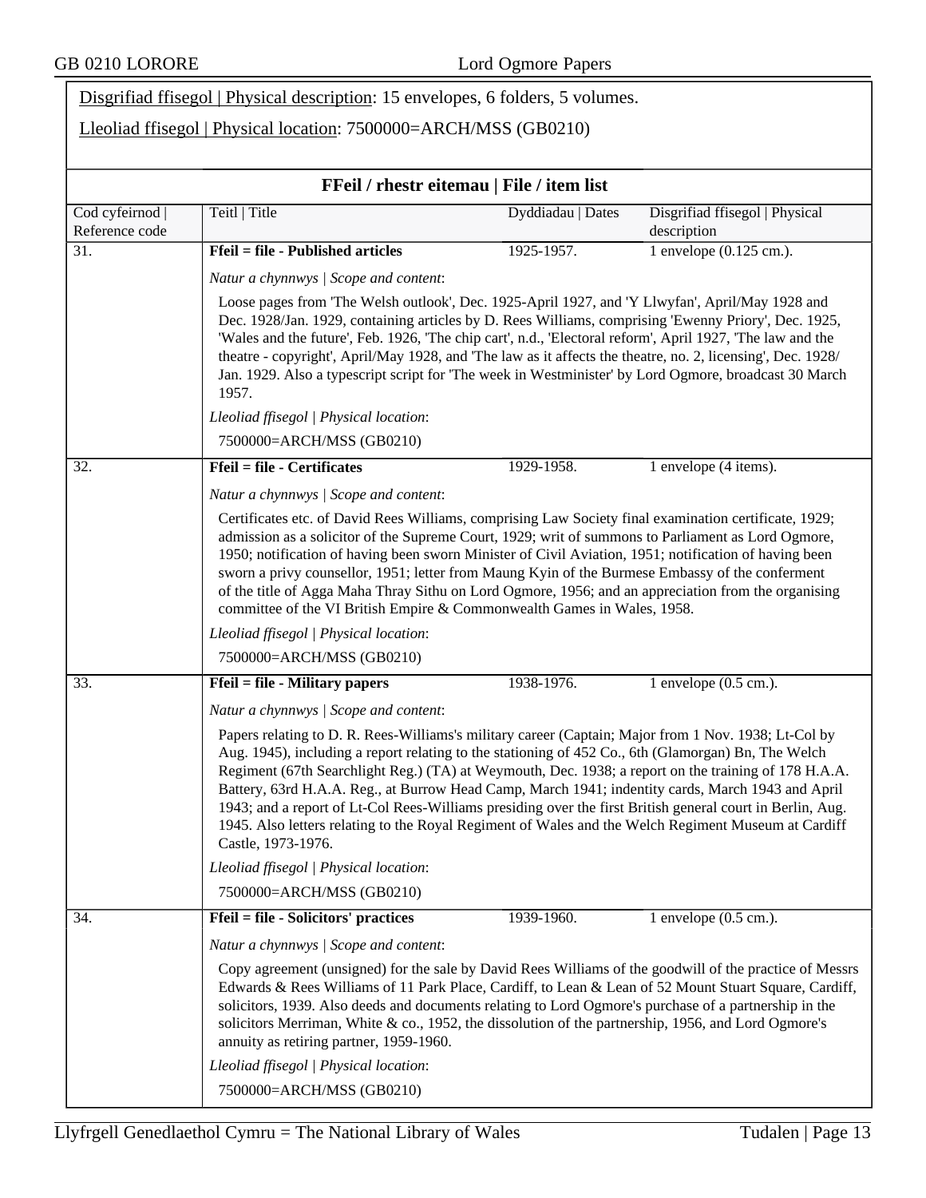Disgrifiad ffisegol | Physical description: 15 envelopes, 6 folders, 5 volumes.

Lleoliad ffisegol | Physical location: 7500000=ARCH/MSS (GB0210)

## FFeil / rhestr eitemau | File / item list

| Cod cyfeirnod \| Reference code | Teitl \| Title | Dyddiadau \| Dates | Disgrifiad ffisegol \| Physical description |
|---|---|---|---|
| 31. | **Ffeil = file - Published articles** | 1925-1957. | 1 envelope (0.125 cm.). |

*Natur a chynnwys | Scope and content*:

Loose pages from 'The Welsh outlook', Dec. 1925-April 1927, and 'Y Llwyfan', April/May 1928 and Dec. 1928/Jan. 1929, containing articles by D. Rees Williams, comprising 'Ewenny Priory', Dec. 1925, 'Wales and the future', Feb. 1926, 'The chip cart', n.d., 'Electoral reform', April 1927, 'The law and the theatre - copyright', April/May 1928, and 'The law as it affects the theatre, no. 2, licensing', Dec. 1928/ Jan. 1929. Also a typescript script for 'The week in Westminister' by Lord Ogmore, broadcast 30 March 1957.

*Lleoliad ffisegol | Physical location*:

7500000=ARCH/MSS (GB0210)

| Cod cyfeirnod \| Reference code | Teitl \| Title | Dyddiadau \| Dates | Disgrifiad ffisegol \| Physical description |
|---|---|---|---|
| 32. | **Ffeil = file - Certificates** | 1929-1958. | 1 envelope (4 items). |

*Natur a chynnwys | Scope and content*:

Certificates etc. of David Rees Williams, comprising Law Society final examination certificate, 1929; admission as a solicitor of the Supreme Court, 1929; writ of summons to Parliament as Lord Ogmore, 1950; notification of having been sworn Minister of Civil Aviation, 1951; notification of having been sworn a privy counsellor, 1951; letter from Maung Kyin of the Burmese Embassy of the conferment of the title of Agga Maha Thray Sithu on Lord Ogmore, 1956; and an appreciation from the organising committee of the VI British Empire & Commonwealth Games in Wales, 1958.

*Lleoliad ffisegol | Physical location*:

7500000=ARCH/MSS (GB0210)

| Cod cyfeirnod \| Reference code | Teitl \| Title | Dyddiadau \| Dates | Disgrifiad ffisegol \| Physical description |
|---|---|---|---|
| 33. | **Ffeil = file - Military papers** | 1938-1976. | 1 envelope (0.5 cm.). |

*Natur a chynnwys | Scope and content*:

Papers relating to D. R. Rees-Williams's military career (Captain; Major from 1 Nov. 1938; Lt-Col by Aug. 1945), including a report relating to the stationing of 452 Co., 6th (Glamorgan) Bn, The Welch Regiment (67th Searchlight Reg.) (TA) at Weymouth, Dec. 1938; a report on the training of 178 H.A.A. Battery, 63rd H.A.A. Reg., at Burrow Head Camp, March 1941; indentity cards, March 1943 and April 1943; and a report of Lt-Col Rees-Williams presiding over the first British general court in Berlin, Aug. 1945. Also letters relating to the Royal Regiment of Wales and the Welch Regiment Museum at Cardiff Castle, 1973-1976.

*Lleoliad ffisegol | Physical location*:

7500000=ARCH/MSS (GB0210)

| Cod cyfeirnod \| Reference code | Teitl \| Title | Dyddiadau \| Dates | Disgrifiad ffisegol \| Physical description |
|---|---|---|---|
| 34. | **Ffeil = file - Solicitors' practices** | 1939-1960. | 1 envelope (0.5 cm.). |

*Natur a chynnwys | Scope and content*:

Copy agreement (unsigned) for the sale by David Rees Williams of the goodwill of the practice of Messrs Edwards & Rees Williams of 11 Park Place, Cardiff, to Lean & Lean of 52 Mount Stuart Square, Cardiff, solicitors, 1939. Also deeds and documents relating to Lord Ogmore's purchase of a partnership in the solicitors Merriman, White & co., 1952, the dissolution of the partnership, 1956, and Lord Ogmore's annuity as retiring partner, 1959-1960.

*Lleoliad ffisegol | Physical location*:

7500000=ARCH/MSS (GB0210)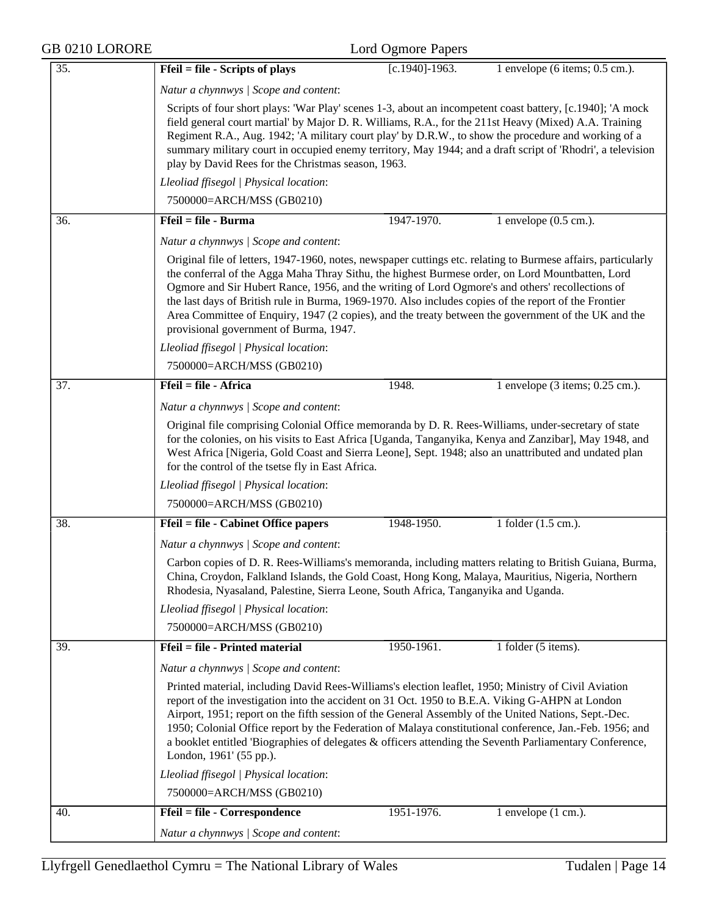| | | | |
|---|---|---|---|
| 35. | **Ffeil = file - Scripts of plays** | [c.1940]-1963. | 1 envelope (6 items; 0.5 cm.). |
| | *Natur a chynnwys \| Scope and content*: Scripts of four short plays: 'War Play' scenes 1-3, about an incompetent coast battery, [c.1940]; 'A mock field general court martial' by Major D. R. Williams, R.A., for the 211st Heavy (Mixed) A.A. Training Regiment R.A., Aug. 1942; 'A military court play' by D.R.W., to show the procedure and working of a summary military court in occupied enemy territory, May 1944; and a draft script of 'Rhodri', a television play by David Rees for the Christmas season, 1963. *Lleoliad ffisegol \| Physical location*: 7500000=ARCH/MSS (GB0210) | | |
| 36. | **Ffeil = file - Burma** | 1947-1970. | 1 envelope (0.5 cm.). |
| | *Natur a chynnwys \| Scope and content*: Original file of letters, 1947-1960, notes, newspaper cuttings etc. relating to Burmese affairs, particularly the conferral of the Agga Maha Thray Sithu, the highest Burmese order, on Lord Mountbatten, Lord Ogmore and Sir Hubert Rance, 1956, and the writing of Lord Ogmore's and others' recollections of the last days of British rule in Burma, 1969-1970. Also includes copies of the report of the Frontier Area Committee of Enquiry, 1947 (2 copies), and the treaty between the government of the UK and the provisional government of Burma, 1947. *Lleoliad ffisegol \| Physical location*: 7500000=ARCH/MSS (GB0210) | | |
| 37. | **Ffeil = file - Africa** | 1948. | 1 envelope (3 items; 0.25 cm.). |
| | *Natur a chynnwys \| Scope and content*: Original file comprising Colonial Office memoranda by D. R. Rees-Williams, under-secretary of state for the colonies, on his visits to East Africa [Uganda, Tanganyika, Kenya and Zanzibar], May 1948, and West Africa [Nigeria, Gold Coast and Sierra Leone], Sept. 1948; also an unattributed and undated plan for the control of the tsetse fly in East Africa. *Lleoliad ffisegol \| Physical location*: 7500000=ARCH/MSS (GB0210) | | |
| 38. | **Ffeil = file - Cabinet Office papers** | 1948-1950. | 1 folder (1.5 cm.). |
| | *Natur a chynnwys \| Scope and content*: Carbon copies of D. R. Rees-Williams's memoranda, including matters relating to British Guiana, Burma, China, Croydon, Falkland Islands, the Gold Coast, Hong Kong, Malaya, Mauritius, Nigeria, Northern Rhodesia, Nyasaland, Palestine, Sierra Leone, South Africa, Tanganyika and Uganda. *Lleoliad ffisegol \| Physical location*: 7500000=ARCH/MSS (GB0210) | | |
| 39. | **Ffeil = file - Printed material** | 1950-1961. | 1 folder (5 items). |
| | *Natur a chynnwys \| Scope and content*: Printed material, including David Rees-Williams's election leaflet, 1950; Ministry of Civil Aviation report of the investigation into the accident on 31 Oct. 1950 to B.E.A. Viking G-AHPN at London Airport, 1951; report on the fifth session of the General Assembly of the United Nations, Sept.-Dec. 1950; Colonial Office report by the Federation of Malaya constitutional conference, Jan.-Feb. 1956; and a booklet entitled 'Biographies of delegates & officers attending the Seventh Parliamentary Conference, London, 1961' (55 pp.). *Lleoliad ffisegol \| Physical location*: 7500000=ARCH/MSS (GB0210) | | |
| 40. | **Ffeil = file - Correspondence** | 1951-1976. | 1 envelope (1 cm.). |
| | *Natur a chynnwys \| Scope and content*: | | |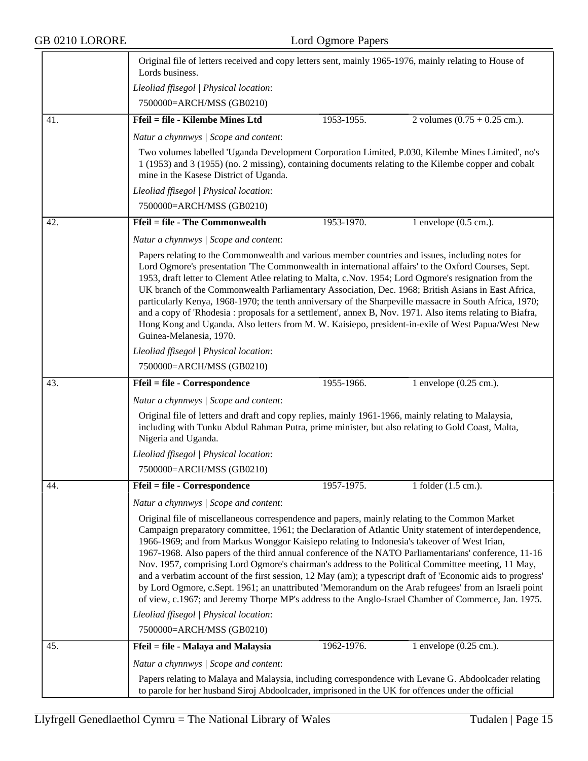Original file of letters received and copy letters sent, mainly 1965-1976, mainly relating to House of Lords business.

*Lleoliad ffisegol | Physical location*:

7500000=ARCH/MSS (GB0210)

| | | | |
|---|---|---|---|
| 41. | **Ffeil = file - Kilembe Mines Ltd** | 1953-1955. | 2 volumes (0.75 + 0.25 cm.). |

*Natur a chynnwys | Scope and content*:

Two volumes labelled 'Uganda Development Corporation Limited, P.030, Kilembe Mines Limited', no's 1 (1953) and 3 (1955) (no. 2 missing), containing documents relating to the Kilembe copper and cobalt mine in the Kasese District of Uganda.

*Lleoliad ffisegol | Physical location*:

7500000=ARCH/MSS (GB0210)

| | | | |
|---|---|---|---|
| 42. | **Ffeil = file - The Commonwealth** | 1953-1970. | 1 envelope (0.5 cm.). |

*Natur a chynnwys | Scope and content*:

Papers relating to the Commonwealth and various member countries and issues, including notes for Lord Ogmore's presentation 'The Commonwealth in international affairs' to the Oxford Courses, Sept. 1953, draft letter to Clement Atlee relating to Malta, c.Nov. 1954; Lord Ogmore's resignation from the UK branch of the Commonwealth Parliamentary Association, Dec. 1968; British Asians in East Africa, particularly Kenya, 1968-1970; the tenth anniversary of the Sharpeville massacre in South Africa, 1970; and a copy of 'Rhodesia : proposals for a settlement', annex B, Nov. 1971. Also items relating to Biafra, Hong Kong and Uganda. Also letters from M. W. Kaisiepo, president-in-exile of West Papua/West New Guinea-Melanesia, 1970.

*Lleoliad ffisegol | Physical location*:

7500000=ARCH/MSS (GB0210)

| | | | |
|---|---|---|---|
| 43. | **Ffeil = file - Correspondence** | 1955-1966. | 1 envelope (0.25 cm.). |

*Natur a chynnwys | Scope and content*:

Original file of letters and draft and copy replies, mainly 1961-1966, mainly relating to Malaysia, including with Tunku Abdul Rahman Putra, prime minister, but also relating to Gold Coast, Malta, Nigeria and Uganda.

*Lleoliad ffisegol | Physical location*:

7500000=ARCH/MSS (GB0210)

| | | | |
|---|---|---|---|
| 44. | **Ffeil = file - Correspondence** | 1957-1975. | 1 folder (1.5 cm.). |

*Natur a chynnwys | Scope and content*:

Original file of miscellaneous correspondence and papers, mainly relating to the Common Market Campaign preparatory committee, 1961; the Declaration of Atlantic Unity statement of interdependence, 1966-1969; and from Markus Wonggor Kaisiepo relating to Indonesia's takeover of West Irian, 1967-1968. Also papers of the third annual conference of the NATO Parliamentarians' conference, 11-16 Nov. 1957, comprising Lord Ogmore's chairman's address to the Political Committee meeting, 11 May, and a verbatim account of the first session, 12 May (am); a typescript draft of 'Economic aids to progress' by Lord Ogmore, c.Sept. 1961; an unattributed 'Memorandum on the Arab refugees' from an Israeli point of view, c.1967; and Jeremy Thorpe MP's address to the Anglo-Israel Chamber of Commerce, Jan. 1975.

*Lleoliad ffisegol | Physical location*:

7500000=ARCH/MSS (GB0210)

| | | | |
|---|---|---|---|
| 45. | **Ffeil = file - Malaya and Malaysia** | 1962-1976. | 1 envelope (0.25 cm.). |

*Natur a chynnwys | Scope and content*:

Papers relating to Malaya and Malaysia, including correspondence with Levane G. Abdoolcader relating to parole for her husband Siroj Abdoolcader, imprisoned in the UK for offences under the official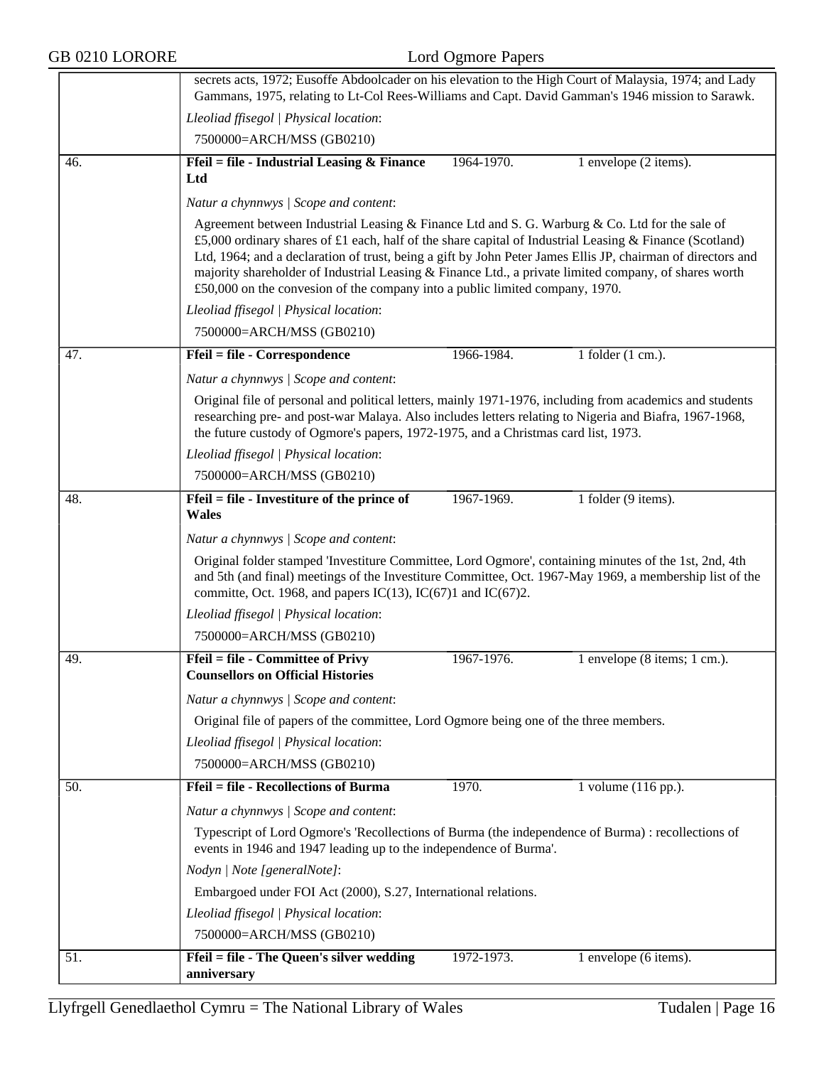secrets acts, 1972; Eusoffe Abdoolcader on his elevation to the High Court of Malaysia, 1974; and Lady Gammans, 1975, relating to Lt-Col Rees-Williams and Capt. David Gamman's 1946 mission to Sarawk.

*Lleoliad ffisegol | Physical location*:

7500000=ARCH/MSS (GB0210)

| 46. | **Ffeil = file - Industrial Leasing & Finance Ltd** | 1964-1970. | 1 envelope (2 items). |
|---|---|---|---|

*Natur a chynnwys | Scope and content*:

Agreement between Industrial Leasing & Finance Ltd and S. G. Warburg & Co. Ltd for the sale of £5,000 ordinary shares of £1 each, half of the share capital of Industrial Leasing & Finance (Scotland) Ltd, 1964; and a declaration of trust, being a gift by John Peter James Ellis JP, chairman of directors and majority shareholder of Industrial Leasing & Finance Ltd., a private limited company, of shares worth £50,000 on the convesion of the company into a public limited company, 1970.

*Lleoliad ffisegol | Physical location*:

7500000=ARCH/MSS (GB0210)

| 47. | **Ffeil = file - Correspondence** | 1966-1984. | 1 folder (1 cm.). |
|---|---|---|---|

*Natur a chynnwys | Scope and content*:

Original file of personal and political letters, mainly 1971-1976, including from academics and students researching pre- and post-war Malaya. Also includes letters relating to Nigeria and Biafra, 1967-1968, the future custody of Ogmore's papers, 1972-1975, and a Christmas card list, 1973.

*Lleoliad ffisegol | Physical location*:

7500000=ARCH/MSS (GB0210)

| 48. | **Ffeil = file - Investiture of the prince of Wales** | 1967-1969. | 1 folder (9 items). |
|---|---|---|---|

*Natur a chynnwys | Scope and content*:

Original folder stamped 'Investiture Committee, Lord Ogmore', containing minutes of the 1st, 2nd, 4th and 5th (and final) meetings of the Investiture Committee, Oct. 1967-May 1969, a membership list of the committe, Oct. 1968, and papers IC(13), IC(67)1 and IC(67)2.

*Lleoliad ffisegol | Physical location*:

7500000=ARCH/MSS (GB0210)

| 49. | **Ffeil = file - Committee of Privy Counsellors on Official Histories** | 1967-1976. | 1 envelope (8 items; 1 cm.). |
|---|---|---|---|

*Natur a chynnwys | Scope and content*:

Original file of papers of the committee, Lord Ogmore being one of the three members.

*Lleoliad ffisegol | Physical location*:

7500000=ARCH/MSS (GB0210)

| 50. | **Ffeil = file - Recollections of Burma** | 1970. | 1 volume (116 pp.). |
|---|---|---|---|

*Natur a chynnwys | Scope and content*:

Typescript of Lord Ogmore's 'Recollections of Burma (the independence of Burma) : recollections of events in 1946 and 1947 leading up to the independence of Burma'.

*Nodyn | Note [generalNote]*:

Embargoed under FOI Act (2000), S.27, International relations.

*Lleoliad ffisegol | Physical location*:

7500000=ARCH/MSS (GB0210)

| 51. | **Ffeil = file - The Queen's silver wedding anniversary** | 1972-1973. | 1 envelope (6 items). |
|---|---|---|---|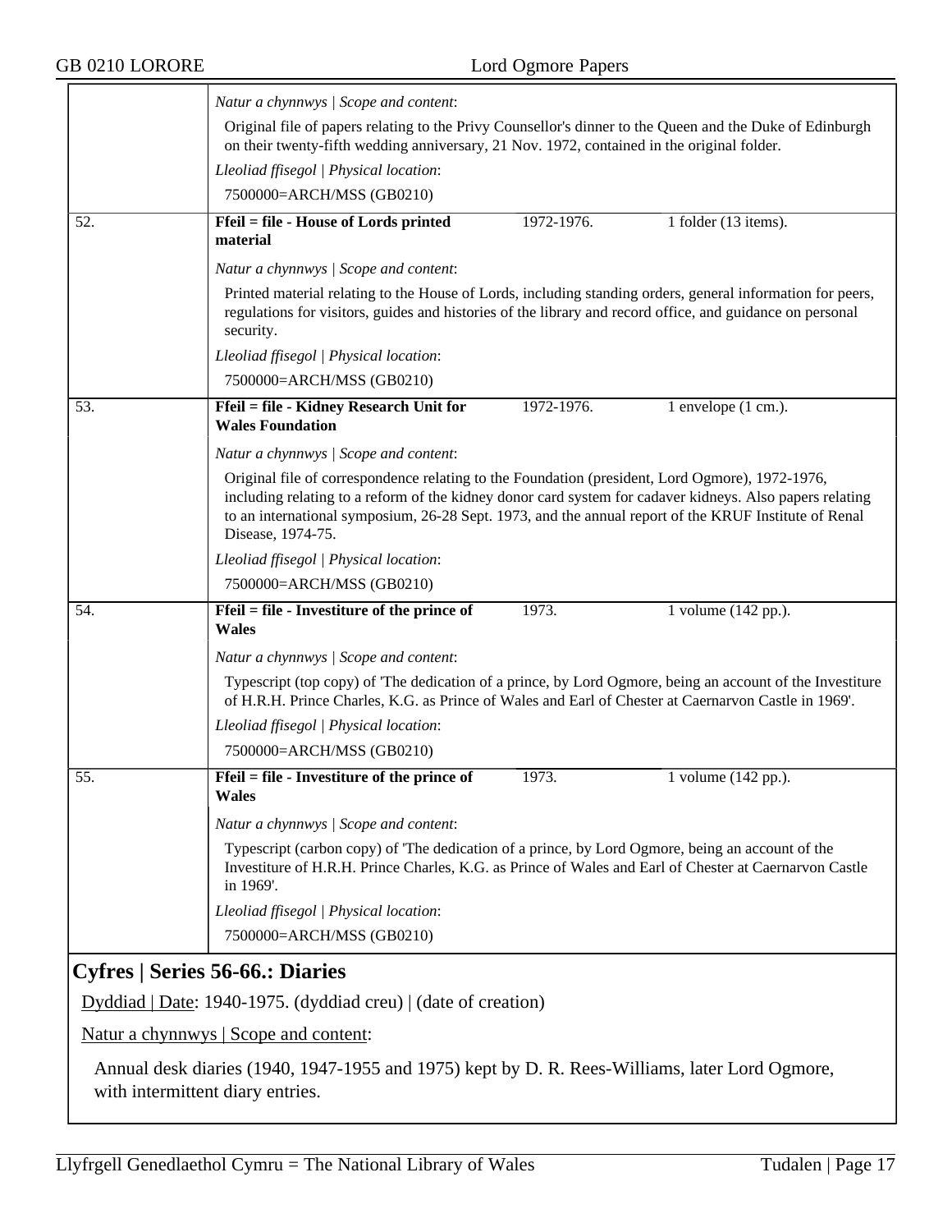*Natur a chynnwys | Scope and content*:

Original file of papers relating to the Privy Counsellor's dinner to the Queen and the Duke of Edinburgh on their twenty-fifth wedding anniversary, 21 Nov. 1972, contained in the original folder.

*Lleoliad ffisegol | Physical location*:

7500000=ARCH/MSS (GB0210)

| 52. | **Ffeil = file - House of Lords printed material** | 1972-1976. | 1 folder (13 items). |
|---|---|---|---|

*Natur a chynnwys | Scope and content*:

Printed material relating to the House of Lords, including standing orders, general information for peers, regulations for visitors, guides and histories of the library and record office, and guidance on personal security.

*Lleoliad ffisegol | Physical location*:

7500000=ARCH/MSS (GB0210)

| 53. | **Ffeil = file - Kidney Research Unit for Wales Foundation** | 1972-1976. | 1 envelope (1 cm.). |
|---|---|---|---|

*Natur a chynnwys | Scope and content*:

Original file of correspondence relating to the Foundation (president, Lord Ogmore), 1972-1976, including relating to a reform of the kidney donor card system for cadaver kidneys. Also papers relating to an international symposium, 26-28 Sept. 1973, and the annual report of the KRUF Institute of Renal Disease, 1974-75.

*Lleoliad ffisegol | Physical location*:

7500000=ARCH/MSS (GB0210)

| 54. | **Ffeil = file - Investiture of the prince of Wales** | 1973. | 1 volume (142 pp.). |
|---|---|---|---|

*Natur a chynnwys | Scope and content*:

Typescript (top copy) of 'The dedication of a prince, by Lord Ogmore, being an account of the Investiture of H.R.H. Prince Charles, K.G. as Prince of Wales and Earl of Chester at Caernarvon Castle in 1969'.

*Lleoliad ffisegol | Physical location*:

7500000=ARCH/MSS (GB0210)

| 55. | **Ffeil = file - Investiture of the prince of Wales** | 1973. | 1 volume (142 pp.). |
|---|---|---|---|

*Natur a chynnwys | Scope and content*:

Typescript (carbon copy) of 'The dedication of a prince, by Lord Ogmore, being an account of the Investiture of H.R.H. Prince Charles, K.G. as Prince of Wales and Earl of Chester at Caernarvon Castle in 1969'.

*Lleoliad ffisegol | Physical location*:

7500000=ARCH/MSS (GB0210)

## Cyfres | Series 56-66.: Diaries

Dyddiad | Date: 1940-1975. (dyddiad creu) | (date of creation)

Natur a chynnwys | Scope and content:

Annual desk diaries (1940, 1947-1955 and 1975) kept by D. R. Rees-Williams, later Lord Ogmore, with intermittent diary entries.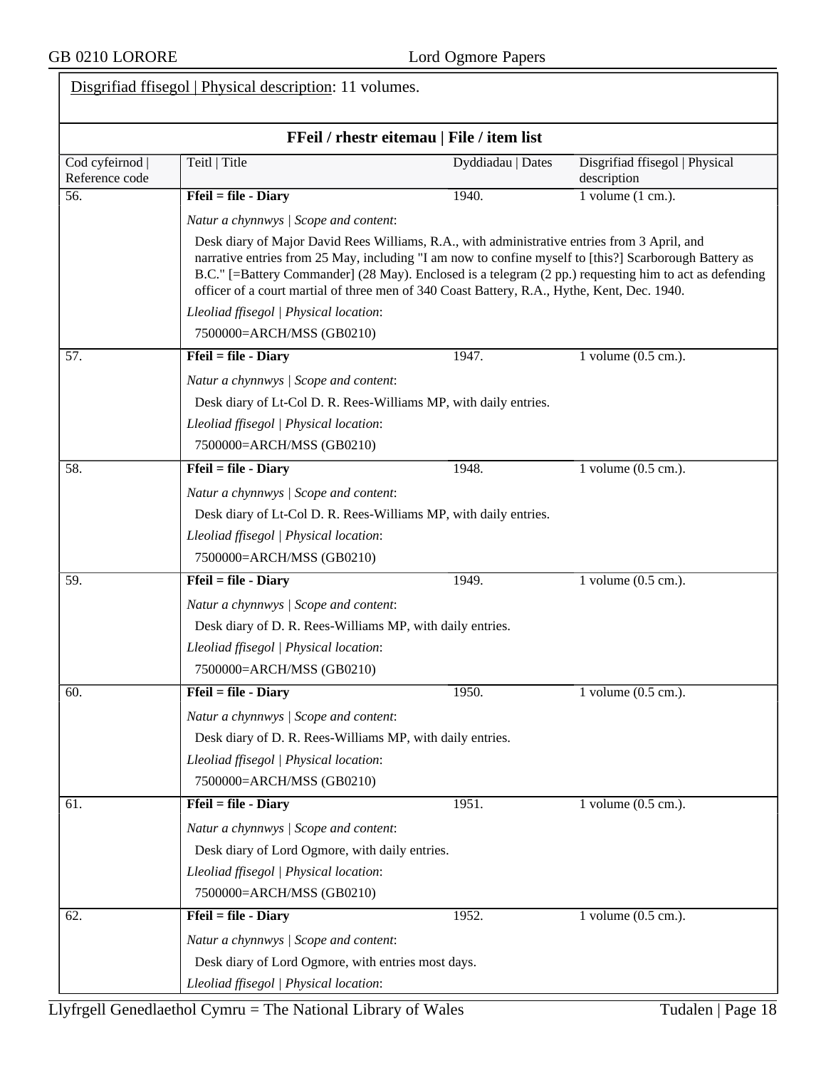Disgrifiad ffisegol | Physical description: 11 volumes.

### FFeil / rhestr eitemau | File / item list

| Cod cyfeirnod \| Reference code | Teitl \| Title | Dyddiadau \| Dates | Disgrifiad ffisegol \| Physical description |
|---|---|---|---|
| 56. | **Ffeil = file - Diary** | 1940. | 1 volume (1 cm.). |
| | *Natur a chynnwys \| Scope and content*: Desk diary of Major David Rees Williams, R.A., with administrative entries from 3 April, and narrative entries from 25 May, including "I am now to confine myself to [this?] Scarborough Battery as B.C." [=Battery Commander] (28 May). Enclosed is a telegram (2 pp.) requesting him to act as defending officer of a court martial of three men of 340 Coast Battery, R.A., Hythe, Kent, Dec. 1940. *Lleoliad ffisegol \| Physical location*: 7500000=ARCH/MSS (GB0210) | | |
| 57. | **Ffeil = file - Diary** | 1947. | 1 volume (0.5 cm.). |
| | *Natur a chynnwys \| Scope and content*: Desk diary of Lt-Col D. R. Rees-Williams MP, with daily entries. *Lleoliad ffisegol \| Physical location*: 7500000=ARCH/MSS (GB0210) | | |
| 58. | **Ffeil = file - Diary** | 1948. | 1 volume (0.5 cm.). |
| | *Natur a chynnwys \| Scope and content*: Desk diary of Lt-Col D. R. Rees-Williams MP, with daily entries. *Lleoliad ffisegol \| Physical location*: 7500000=ARCH/MSS (GB0210) | | |
| 59. | **Ffeil = file - Diary** | 1949. | 1 volume (0.5 cm.). |
| | *Natur a chynnwys \| Scope and content*: Desk diary of D. R. Rees-Williams MP, with daily entries. *Lleoliad ffisegol \| Physical location*: 7500000=ARCH/MSS (GB0210) | | |
| 60. | **Ffeil = file - Diary** | 1950. | 1 volume (0.5 cm.). |
| | *Natur a chynnwys \| Scope and content*: Desk diary of D. R. Rees-Williams MP, with daily entries. *Lleoliad ffisegol \| Physical location*: 7500000=ARCH/MSS (GB0210) | | |
| 61. | **Ffeil = file - Diary** | 1951. | 1 volume (0.5 cm.). |
| | *Natur a chynnwys \| Scope and content*: Desk diary of Lord Ogmore, with daily entries. *Lleoliad ffisegol \| Physical location*: 7500000=ARCH/MSS (GB0210) | | |
| 62. | **Ffeil = file - Diary** | 1952. | 1 volume (0.5 cm.). |
| | *Natur a chynnwys \| Scope and content*: Desk diary of Lord Ogmore, with entries most days. *Lleoliad ffisegol \| Physical location*: | | |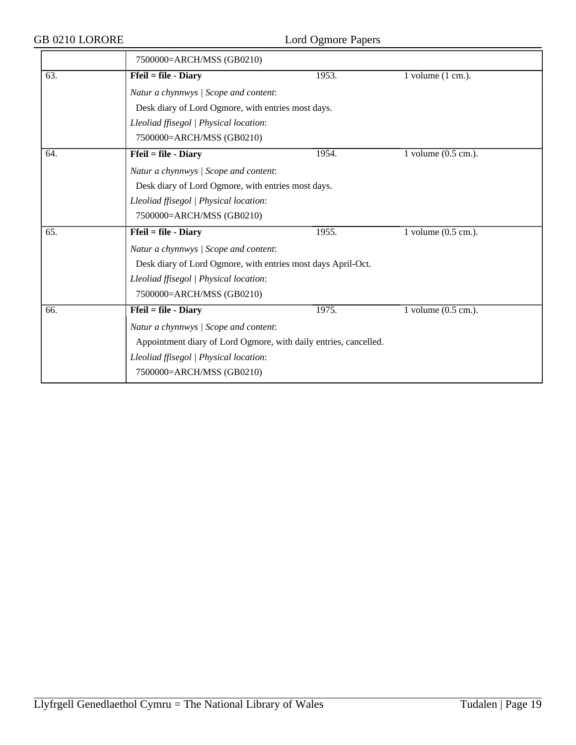| | | | |
|---|---|---|---|
| | 7500000=ARCH/MSS (GB0210) | | |
| 63. | **Ffeil = file - Diary** | 1953. | 1 volume (1 cm.). |
| | *Natur a chynnwys \| Scope and content*:<br>Desk diary of Lord Ogmore, with entries most days.<br>*Lleoliad ffisegol \| Physical location*:<br>7500000=ARCH/MSS (GB0210) | | |
| 64. | **Ffeil = file - Diary** | 1954. | 1 volume (0.5 cm.). |
| | *Natur a chynnwys \| Scope and content*:<br>Desk diary of Lord Ogmore, with entries most days.<br>*Lleoliad ffisegol \| Physical location*:<br>7500000=ARCH/MSS (GB0210) | | |
| 65. | **Ffeil = file - Diary** | 1955. | 1 volume (0.5 cm.). |
| | *Natur a chynnwys \| Scope and content*:<br>Desk diary of Lord Ogmore, with entries most days April-Oct.<br>*Lleoliad ffisegol \| Physical location*:<br>7500000=ARCH/MSS (GB0210) | | |
| 66. | **Ffeil = file - Diary** | 1975. | 1 volume (0.5 cm.). |
| | *Natur a chynnwys \| Scope and content*:<br>Appointment diary of Lord Ogmore, with daily entries, cancelled.<br>*Lleoliad ffisegol \| Physical location*:<br>7500000=ARCH/MSS (GB0210) | | |